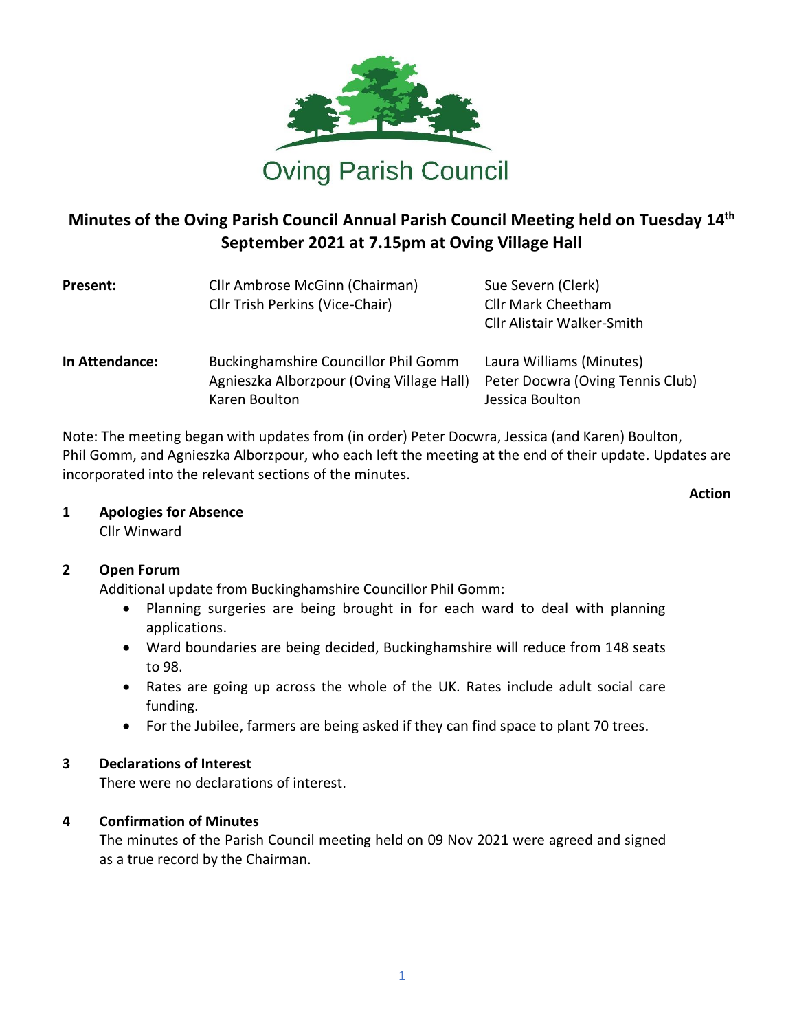# Oving Parish Council

## Minutes of the Oving Parish Council Annual Parish Council Meeting held on Tuesday 14th September 2021 at 7.15pm at Oving Village Hall

| | | |
|---|---|---|
| **Present:** | Cllr Ambrose McGinn (Chairman)<br>Cllr Trish Perkins (Vice-Chair) | Sue Severn (Clerk)<br>Cllr Mark Cheetham<br>Cllr Alistair Walker-Smith |
| **In Attendance:** | Buckinghamshire Councillor Phil Gomm<br>Agnieszka Alborzpour (Oving Village Hall)<br>Karen Boulton | Laura Williams (Minutes)<br>Peter Docwra (Oving Tennis Club)<br>Jessica Boulton |

Note: The meeting began with updates from (in order) Peter Docwra, Jessica (and Karen) Boulton, Phil Gomm, and Agnieszka Alborzpour, who each left the meeting at the end of their update. Updates are incorporated into the relevant sections of the minutes.

**Action**

### 1 Apologies for Absence

Cllr Winward

### 2 Open Forum

Additional update from Buckinghamshire Councillor Phil Gomm:

- Planning surgeries are being brought in for each ward to deal with planning applications.
- Ward boundaries are being decided, Buckinghamshire will reduce from 148 seats to 98.
- Rates are going up across the whole of the UK. Rates include adult social care funding.
- For the Jubilee, farmers are being asked if they can find space to plant 70 trees.

### 3 Declarations of Interest

There were no declarations of interest.

### 4 Confirmation of Minutes

The minutes of the Parish Council meeting held on 09 Nov 2021 were agreed and signed as a true record by the Chairman.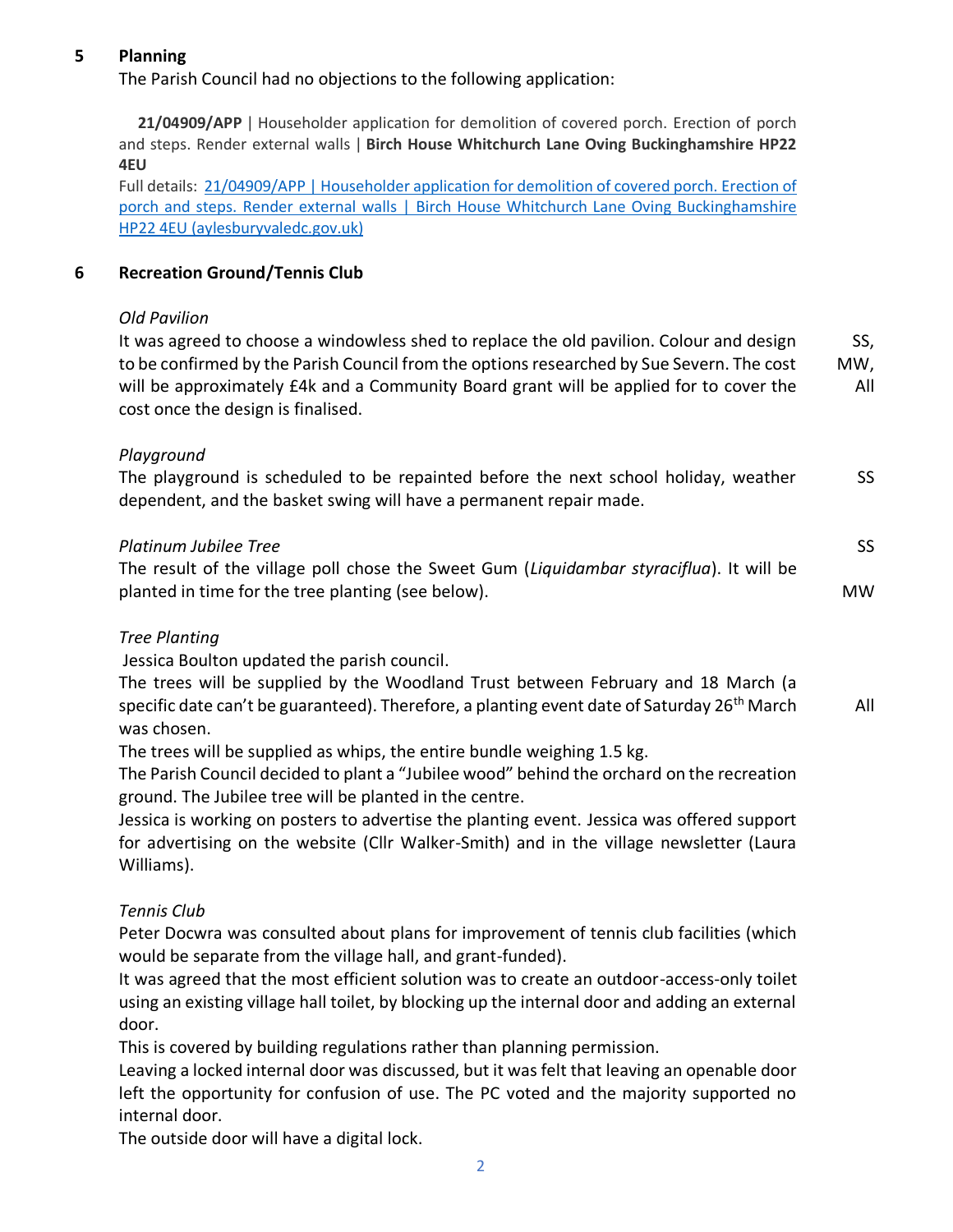## 5 Planning

The Parish Council had no objections to the following application:

**21/04909/APP** | Householder application for demolition of covered porch. Erection of porch and steps. Render external walls | **Birch House Whitchurch Lane Oving Buckinghamshire HP22 4EU**

Full details: [21/04909/APP | Householder application for demolition of covered porch. Erection of porch and steps. Render external walls | Birch House Whitchurch Lane Oving Buckinghamshire HP22 4EU (aylesburyvaledc.gov.uk)]

## 6 Recreation Ground/Tennis Club

*Old Pavilion*

It was agreed to choose a windowless shed to replace the old pavilion. Colour and design to be confirmed by the Parish Council from the options researched by Sue Severn. The cost will be approximately £4k and a Community Board grant will be applied for to cover the cost once the design is finalised. **SS, MW, All**

*Playground*

The playground is scheduled to be repainted before the next school holiday, weather dependent, and the basket swing will have a permanent repair made. **SS**

*Platinum Jubilee Tree*

The result of the village poll chose the Sweet Gum (*Liquidambar styraciflua*). It will be planted in time for the tree planting (see below). **SS, MW**

*Tree Planting*

Jessica Boulton updated the parish council.

The trees will be supplied by the Woodland Trust between February and 18 March (a specific date can't be guaranteed). Therefore, a planting event date of Saturday 26th March was chosen. **All**

The trees will be supplied as whips, the entire bundle weighing 1.5 kg.

The Parish Council decided to plant a "Jubilee wood" behind the orchard on the recreation ground. The Jubilee tree will be planted in the centre.

Jessica is working on posters to advertise the planting event. Jessica was offered support for advertising on the website (Cllr Walker-Smith) and in the village newsletter (Laura Williams).

*Tennis Club*

Peter Docwra was consulted about plans for improvement of tennis club facilities (which would be separate from the village hall, and grant-funded).

It was agreed that the most efficient solution was to create an outdoor-access-only toilet using an existing village hall toilet, by blocking up the internal door and adding an external door.

This is covered by building regulations rather than planning permission.

Leaving a locked internal door was discussed, but it was felt that leaving an openable door left the opportunity for confusion of use. The PC voted and the majority supported no internal door.

The outside door will have a digital lock.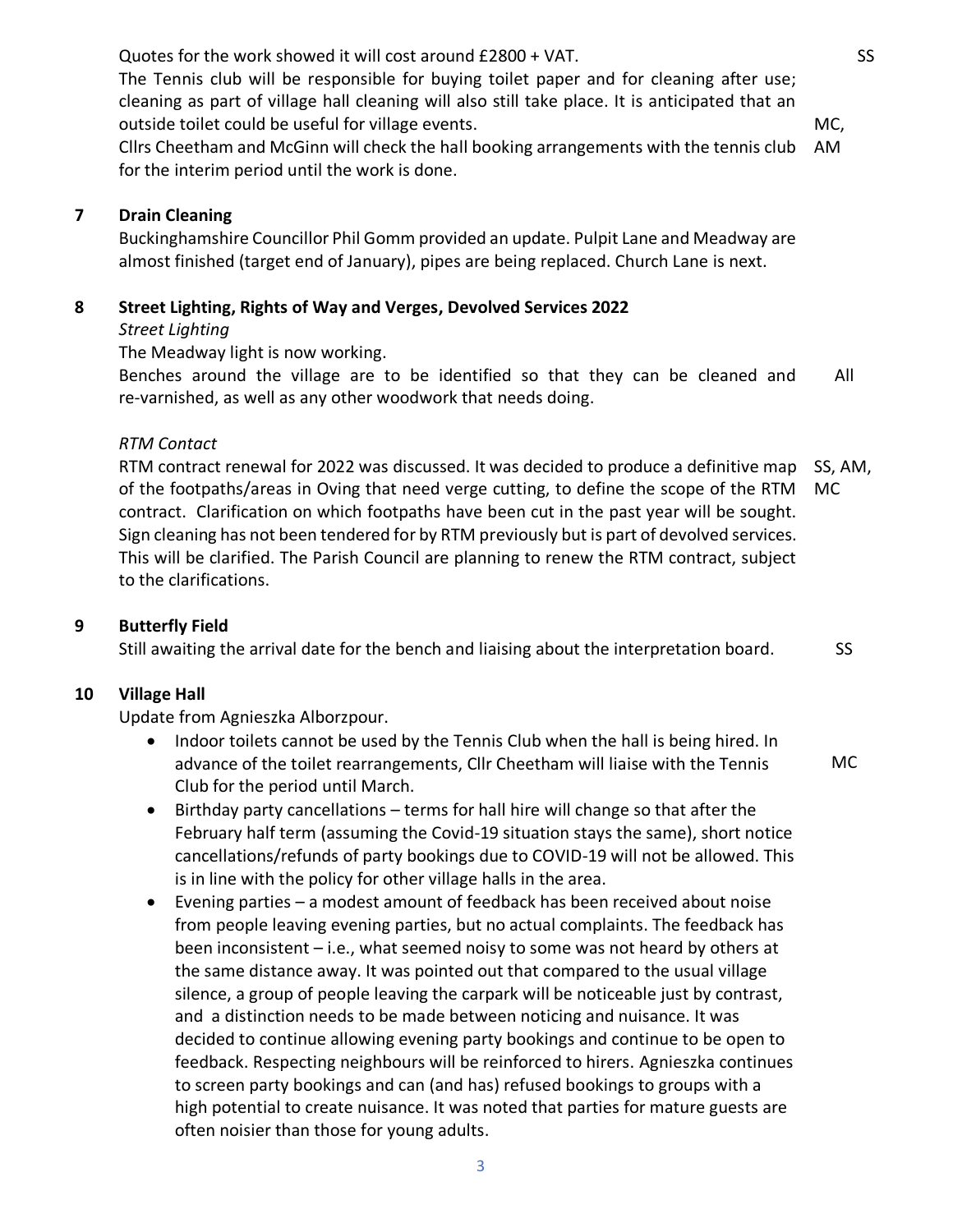Quotes for the work showed it will cost around £2800 + VAT. SS

The Tennis club will be responsible for buying toilet paper and for cleaning after use; cleaning as part of village hall cleaning will also still take place. It is anticipated that an outside toilet could be useful for village events.

Cllrs Cheetham and McGinn will check the hall booking arrangements with the tennis club for the interim period until the work is done. MC, AM

## 7 Drain Cleaning

Buckinghamshire Councillor Phil Gomm provided an update. Pulpit Lane and Meadway are almost finished (target end of January), pipes are being replaced. Church Lane is next.

## 8 Street Lighting, Rights of Way and Verges, Devolved Services 2022

*Street Lighting*

The Meadway light is now working.

Benches around the village are to be identified so that they can be cleaned and re-varnished, as well as any other woodwork that needs doing. All

*RTM Contact*

RTM contract renewal for 2022 was discussed. It was decided to produce a definitive map of the footpaths/areas in Oving that need verge cutting, to define the scope of the RTM contract. Clarification on which footpaths have been cut in the past year will be sought. Sign cleaning has not been tendered for by RTM previously but is part of devolved services. This will be clarified. The Parish Council are planning to renew the RTM contract, subject to the clarifications. SS, AM, MC

## 9 Butterfly Field

Still awaiting the arrival date for the bench and liaising about the interpretation board. SS

## 10 Village Hall

Update from Agnieszka Alborzpour.

- Indoor toilets cannot be used by the Tennis Club when the hall is being hired. In advance of the toilet rearrangements, Cllr Cheetham will liaise with the Tennis Club for the period until March. MC
- Birthday party cancellations – terms for hall hire will change so that after the February half term (assuming the Covid-19 situation stays the same), short notice cancellations/refunds of party bookings due to COVID-19 will not be allowed. This is in line with the policy for other village halls in the area.
- Evening parties – a modest amount of feedback has been received about noise from people leaving evening parties, but no actual complaints. The feedback has been inconsistent – i.e., what seemed noisy to some was not heard by others at the same distance away. It was pointed out that compared to the usual village silence, a group of people leaving the carpark will be noticeable just by contrast, and a distinction needs to be made between noticing and nuisance. It was decided to continue allowing evening party bookings and continue to be open to feedback. Respecting neighbours will be reinforced to hirers. Agnieszka continues to screen party bookings and can (and has) refused bookings to groups with a high potential to create nuisance. It was noted that parties for mature guests are often noisier than those for young adults.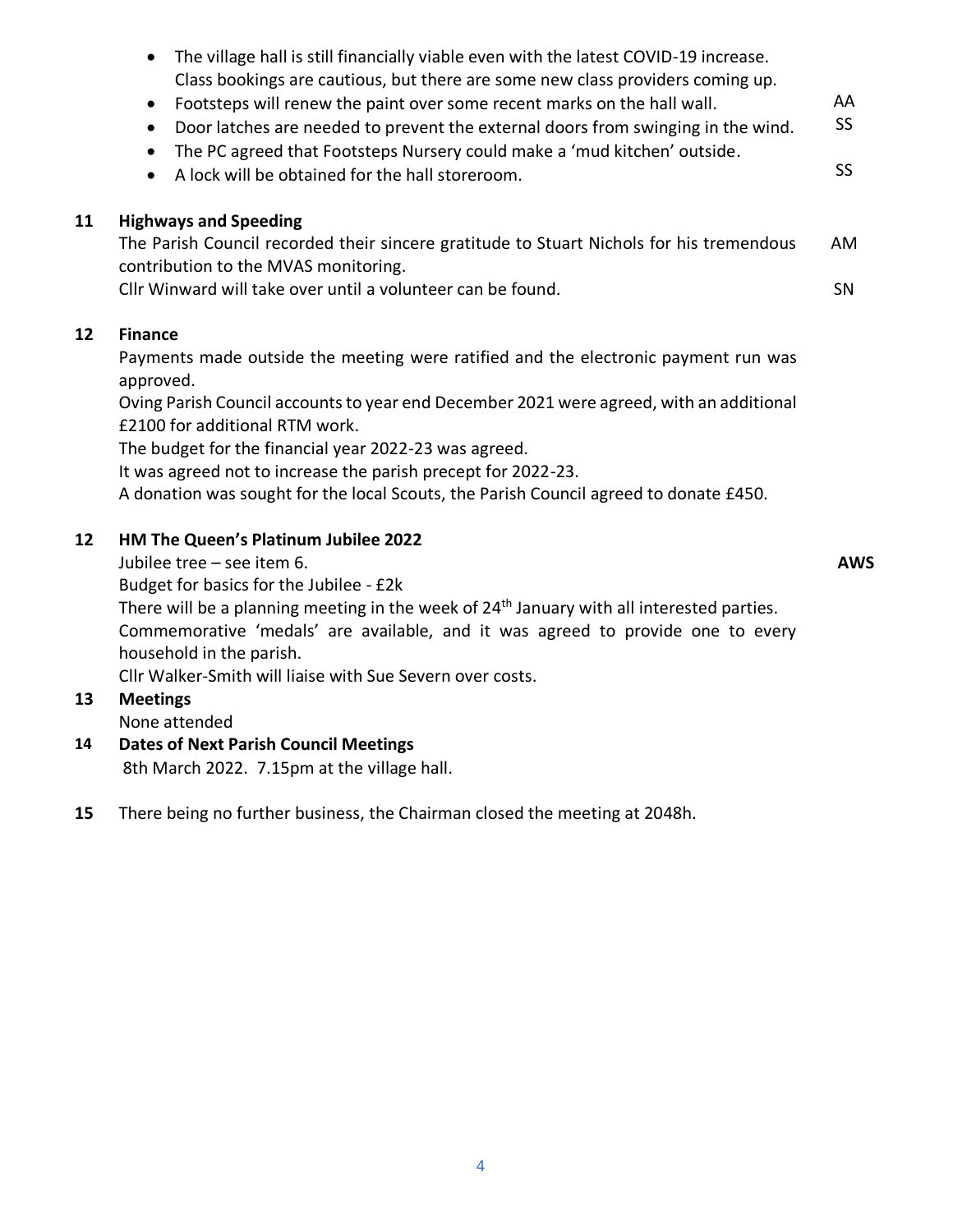- The village hall is still financially viable even with the latest COVID-19 increase. Class bookings are cautious, but there are some new class providers coming up.
- Footsteps will renew the paint over some recent marks on the hall wall. — AA
- Door latches are needed to prevent the external doors from swinging in the wind. — SS
- The PC agreed that Footsteps Nursery could make a 'mud kitchen' outside.
- A lock will be obtained for the hall storeroom. — SS

**11 Highways and Speeding**

The Parish Council recorded their sincere gratitude to Stuart Nichols for his tremendous contribution to the MVAS monitoring. — AM

Cllr Winward will take over until a volunteer can be found. — SN

**12 Finance**

Payments made outside the meeting were ratified and the electronic payment run was approved.

Oving Parish Council accounts to year end December 2021 were agreed, with an additional £2100 for additional RTM work.

The budget for the financial year 2022-23 was agreed.

It was agreed not to increase the parish precept for 2022-23.

A donation was sought for the local Scouts, the Parish Council agreed to donate £450.

**12 HM The Queen's Platinum Jubilee 2022**

Jubilee tree – see item 6. — **AWS**

Budget for basics for the Jubilee - £2k

There will be a planning meeting in the week of 24th January with all interested parties.

Commemorative 'medals' are available, and it was agreed to provide one to every household in the parish.

Cllr Walker-Smith will liaise with Sue Severn over costs.

**13 Meetings**

None attended

**14 Dates of Next Parish Council Meetings**

8th March 2022. 7.15pm at the village hall.

**15** There being no further business, the Chairman closed the meeting at 2048h.